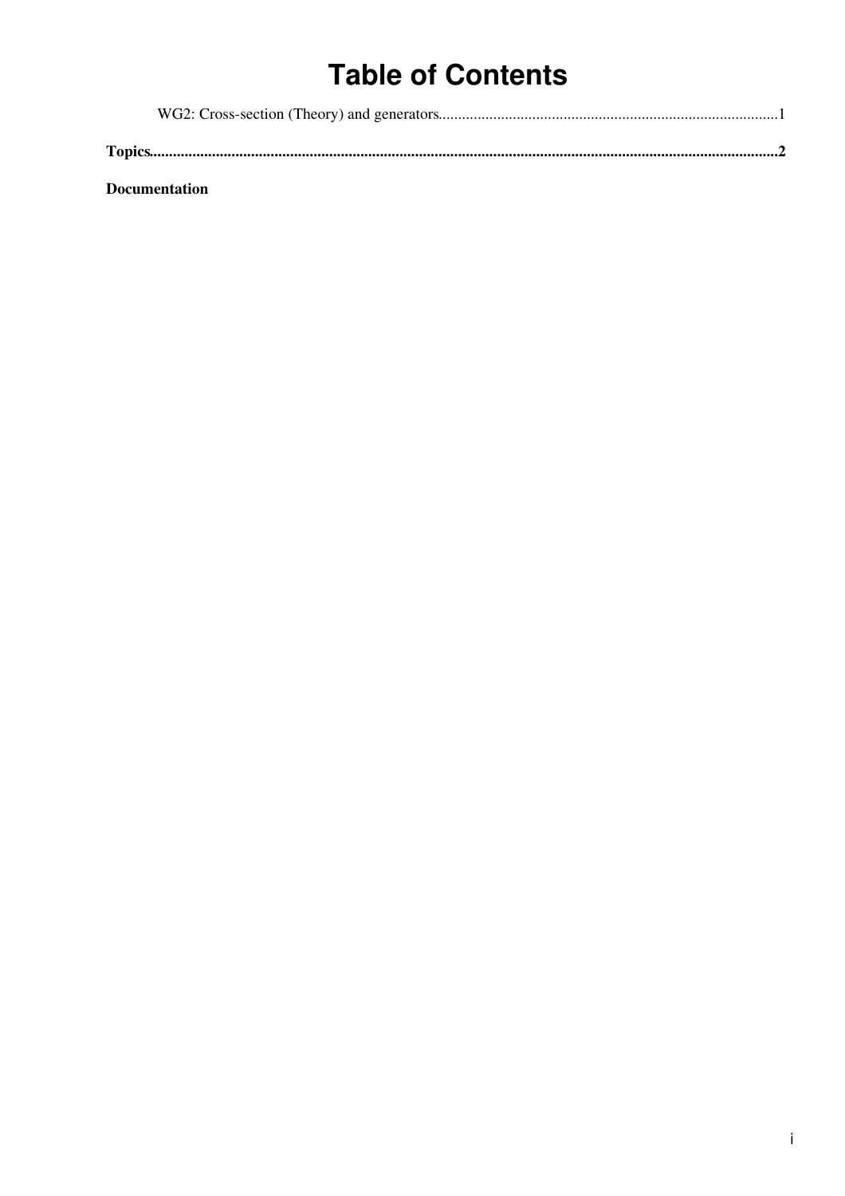# Table of Contents

WG2: Cross-section (Theory) and generators......................................................................................1

**Topics.....................................................................................................................................................2**

**Documentation**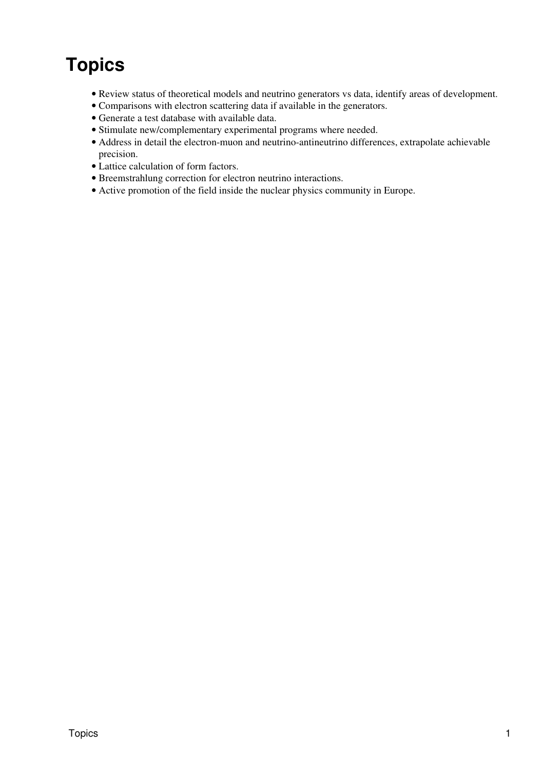# Topics

- Review status of theoretical models and neutrino generators vs data, identify areas of development.
- Comparisons with electron scattering data if available in the generators.
- Generate a test database with available data.
- Stimulate new/complementary experimental programs where needed.
- Address in detail the electron-muon and neutrino-antineutrino differences, extrapolate achievable precision.
- Lattice calculation of form factors.
- Breemstrahlung correction for electron neutrino interactions.
- Active promotion of the field inside the nuclear physics community in Europe.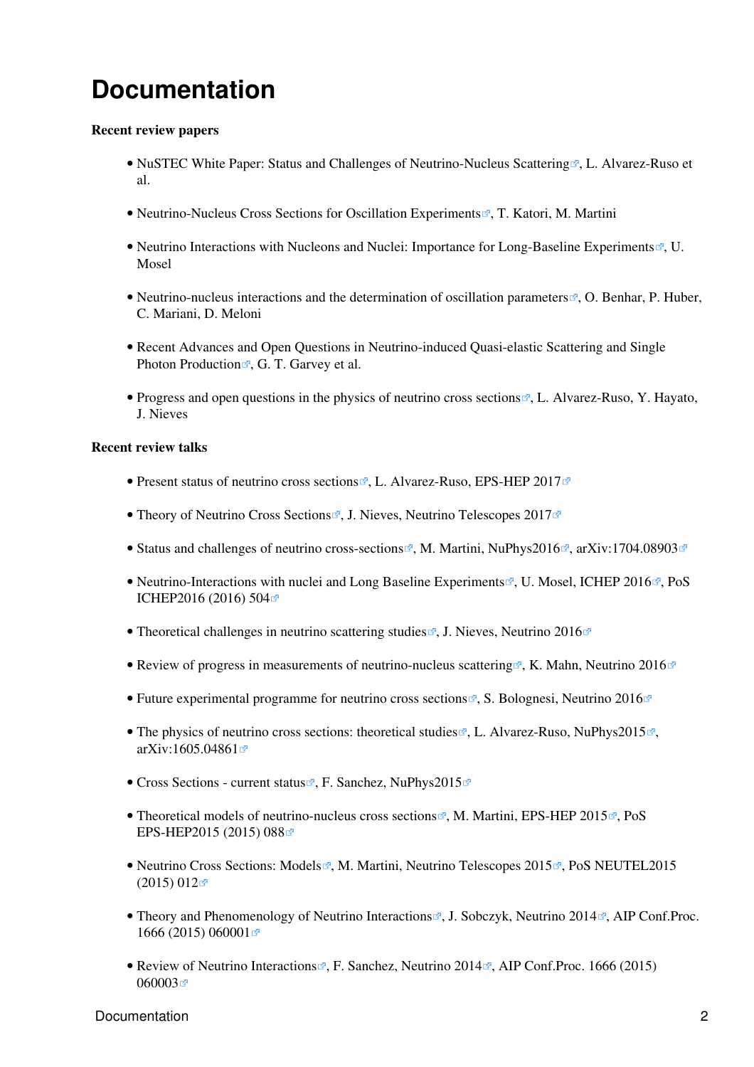# Documentation

**Recent review papers**

- NuSTEC White Paper: Status and Challenges of Neutrino-Nucleus Scattering, L. Alvarez-Ruso et al.
- Neutrino-Nucleus Cross Sections for Oscillation Experiments, T. Katori, M. Martini
- Neutrino Interactions with Nucleons and Nuclei: Importance for Long-Baseline Experiments, U. Mosel
- Neutrino-nucleus interactions and the determination of oscillation parameters, O. Benhar, P. Huber, C. Mariani, D. Meloni
- Recent Advances and Open Questions in Neutrino-induced Quasi-elastic Scattering and Single Photon Production, G. T. Garvey et al.
- Progress and open questions in the physics of neutrino cross sections, L. Alvarez-Ruso, Y. Hayato, J. Nieves

**Recent review talks**

- Present status of neutrino cross sections, L. Alvarez-Ruso, EPS-HEP 2017
- Theory of Neutrino Cross Sections, J. Nieves, Neutrino Telescopes 2017
- Status and challenges of neutrino cross-sections, M. Martini, NuPhys2016, arXiv:1704.08903
- Neutrino-Interactions with nuclei and Long Baseline Experiments, U. Mosel, ICHEP 2016, PoS ICHEP2016 (2016) 504
- Theoretical challenges in neutrino scattering studies, J. Nieves, Neutrino 2016
- Review of progress in measurements of neutrino-nucleus scattering, K. Mahn, Neutrino 2016
- Future experimental programme for neutrino cross sections, S. Bolognesi, Neutrino 2016
- The physics of neutrino cross sections: theoretical studies, L. Alvarez-Ruso, NuPhys2015, arXiv:1605.04861
- Cross Sections - current status, F. Sanchez, NuPhys2015
- Theoretical models of neutrino-nucleus cross sections, M. Martini, EPS-HEP 2015, PoS EPS-HEP2015 (2015) 088
- Neutrino Cross Sections: Models, M. Martini, Neutrino Telescopes 2015, PoS NEUTEL2015 (2015) 012
- Theory and Phenomenology of Neutrino Interactions, J. Sobczyk, Neutrino 2014, AIP Conf.Proc. 1666 (2015) 060001
- Review of Neutrino Interactions, F. Sanchez, Neutrino 2014, AIP Conf.Proc. 1666 (2015) 060003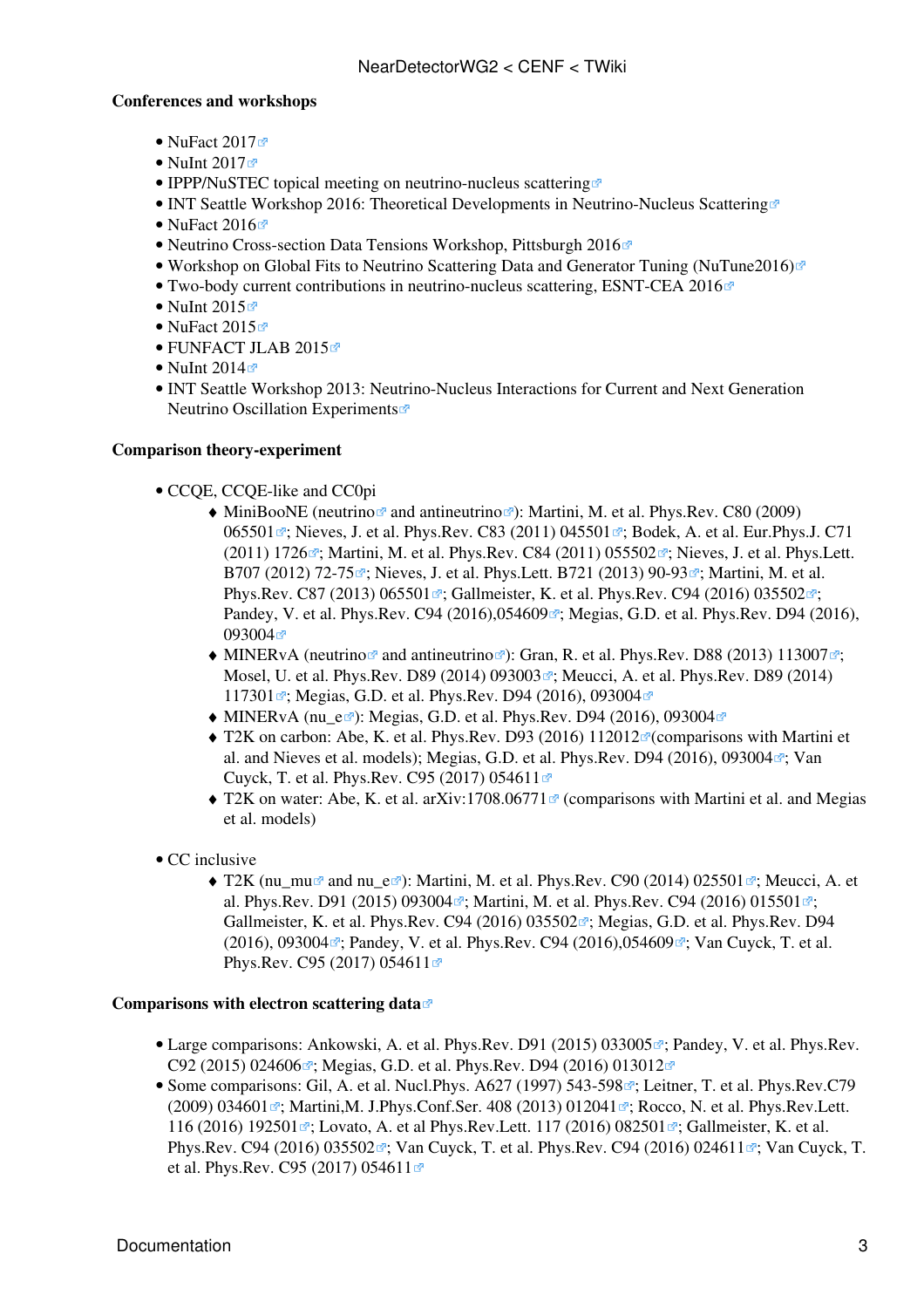**Conferences and workshops**

- NuFact 2017
- NuInt 2017
- IPPP/NuSTEC topical meeting on neutrino-nucleus scattering
- INT Seattle Workshop 2016: Theoretical Developments in Neutrino-Nucleus Scattering
- NuFact 2016
- Neutrino Cross-section Data Tensions Workshop, Pittsburgh 2016
- Workshop on Global Fits to Neutrino Scattering Data and Generator Tuning (NuTune2016)
- Two-body current contributions in neutrino-nucleus scattering, ESNT-CEA 2016
- NuInt 2015
- NuFact 2015
- FUNFACT JLAB 2015
- NuInt 2014
- INT Seattle Workshop 2013: Neutrino-Nucleus Interactions for Current and Next Generation Neutrino Oscillation Experiments

**Comparison theory-experiment**

- CCQE, CCQE-like and CC0pi
  - MiniBooNE (neutrino and antineutrino): Martini, M. et al. Phys.Rev. C80 (2009) 065501; Nieves, J. et al. Phys.Rev. C83 (2011) 045501; Bodek, A. et al. Eur.Phys.J. C71 (2011) 1726; Martini, M. et al. Phys.Rev. C84 (2011) 055502; Nieves, J. et al. Phys.Lett. B707 (2012) 72-75; Nieves, J. et al. Phys.Lett. B721 (2013) 90-93; Martini, M. et al. Phys.Rev. C87 (2013) 065501; Gallmeister, K. et al. Phys.Rev. C94 (2016) 035502; Pandey, V. et al. Phys.Rev. C94 (2016),054609; Megias, G.D. et al. Phys.Rev. D94 (2016), 093004
  - MINERvA (neutrino and antineutrino): Gran, R. et al. Phys.Rev. D88 (2013) 113007; Mosel, U. et al. Phys.Rev. D89 (2014) 093003; Meucci, A. et al. Phys.Rev. D89 (2014) 117301; Megias, G.D. et al. Phys.Rev. D94 (2016), 093004
  - MINERvA (nu_e): Megias, G.D. et al. Phys.Rev. D94 (2016), 093004
  - T2K on carbon: Abe, K. et al. Phys.Rev. D93 (2016) 112012(comparisons with Martini et al. and Nieves et al. models); Megias, G.D. et al. Phys.Rev. D94 (2016), 093004; Van Cuyck, T. et al. Phys.Rev. C95 (2017) 054611
  - T2K on water: Abe, K. et al. arXiv:1708.06771 (comparisons with Martini et al. and Megias et al. models)
- CC inclusive
  - T2K (nu_mu and nu_e): Martini, M. et al. Phys.Rev. C90 (2014) 025501; Meucci, A. et al. Phys.Rev. D91 (2015) 093004; Martini, M. et al. Phys.Rev. C94 (2016) 015501; Gallmeister, K. et al. Phys.Rev. C94 (2016) 035502; Megias, G.D. et al. Phys.Rev. D94 (2016), 093004; Pandey, V. et al. Phys.Rev. C94 (2016),054609; Van Cuyck, T. et al. Phys.Rev. C95 (2017) 054611

**Comparisons with electron scattering data**

- Large comparisons: Ankowski, A. et al. Phys.Rev. D91 (2015) 033005; Pandey, V. et al. Phys.Rev. C92 (2015) 024606; Megias, G.D. et al. Phys.Rev. D94 (2016) 013012
- Some comparisons: Gil, A. et al. Nucl.Phys. A627 (1997) 543-598; Leitner, T. et al. Phys.Rev.C79 (2009) 034601; Martini,M. J.Phys.Conf.Ser. 408 (2013) 012041; Rocco, N. et al. Phys.Rev.Lett. 116 (2016) 192501; Lovato, A. et al Phys.Rev.Lett. 117 (2016) 082501; Gallmeister, K. et al. Phys.Rev. C94 (2016) 035502; Van Cuyck, T. et al. Phys.Rev. C94 (2016) 024611; Van Cuyck, T. et al. Phys.Rev. C95 (2017) 054611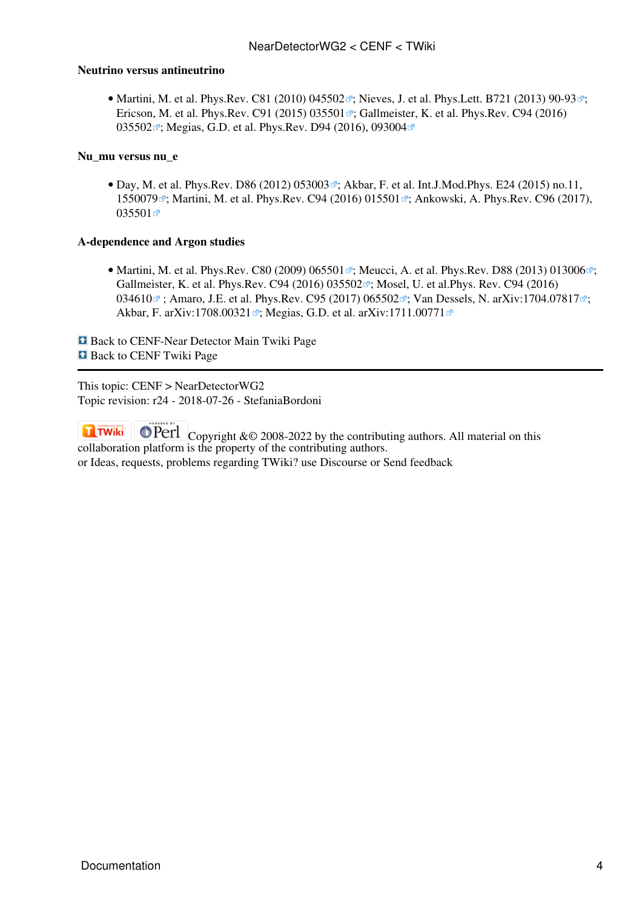**Neutrino versus antineutrino**

- Martini, M. et al. Phys.Rev. C81 (2010) 045502; Nieves, J. et al. Phys.Lett. B721 (2013) 90-93; Ericson, M. et al. Phys.Rev. C91 (2015) 035501; Gallmeister, K. et al. Phys.Rev. C94 (2016) 035502; Megias, G.D. et al. Phys.Rev. D94 (2016), 093004

**Nu_mu versus nu_e**

- Day, M. et al. Phys.Rev. D86 (2012) 053003; Akbar, F. et al. Int.J.Mod.Phys. E24 (2015) no.11, 1550079; Martini, M. et al. Phys.Rev. C94 (2016) 015501; Ankowski, A. Phys.Rev. C96 (2017), 035501

**A-dependence and Argon studies**

- Martini, M. et al. Phys.Rev. C80 (2009) 065501; Meucci, A. et al. Phys.Rev. D88 (2013) 013006; Gallmeister, K. et al. Phys.Rev. C94 (2016) 035502; Mosel, U. et al.Phys. Rev. C94 (2016) 034610 ; Amaro, J.E. et al. Phys.Rev. C95 (2017) 065502; Van Dessels, N. arXiv:1704.07817; Akbar, F. arXiv:1708.00321; Megias, G.D. et al. arXiv:1711.00771

Back to CENF-Near Detector Main Twiki Page
Back to CENF Twiki Page

---

This topic: CENF > NearDetectorWG2
Topic revision: r24 - 2018-07-26 - StefaniaBordoni

Copyright &© 2008-2022 by the contributing authors. All material on this collaboration platform is the property of the contributing authors.
or Ideas, requests, problems regarding TWiki? use Discourse or Send feedback